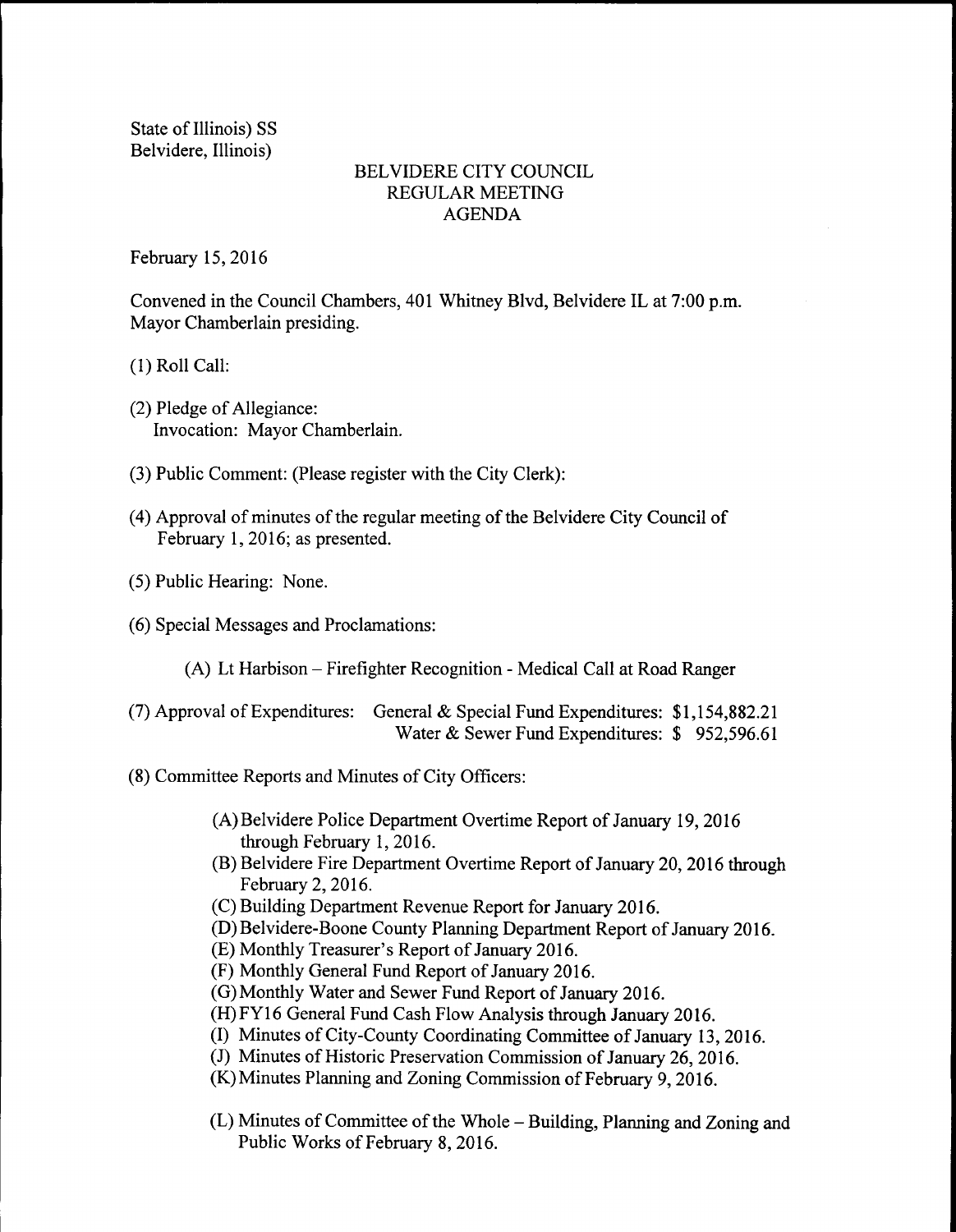State of Illinois) SS
Belvidere, Illinois)

# BELVIDERE CITY COUNCIL
## REGULAR MEETING
## AGENDA

February 15, 2016

Convened in the Council Chambers, 401 Whitney Blvd, Belvidere IL at 7:00 p.m. Mayor Chamberlain presiding.

(1) Roll Call:

(2) Pledge of Allegiance:
Invocation: Mayor Chamberlain.

(3) Public Comment: (Please register with the City Clerk):

(4) Approval of minutes of the regular meeting of the Belvidere City Council of February 1, 2016; as presented.

(5) Public Hearing: None.

(6) Special Messages and Proclamations:

(A) Lt Harbison – Firefighter Recognition - Medical Call at Road Ranger

(7) Approval of Expenditures: General & Special Fund Expenditures: $1,154,882.21
Water & Sewer Fund Expenditures: $ 952,596.61

(8) Committee Reports and Minutes of City Officers:

(A) Belvidere Police Department Overtime Report of January 19, 2016 through February 1, 2016.
(B) Belvidere Fire Department Overtime Report of January 20, 2016 through February 2, 2016.
(C) Building Department Revenue Report for January 2016.
(D) Belvidere-Boone County Planning Department Report of January 2016.
(E) Monthly Treasurer's Report of January 2016.
(F) Monthly General Fund Report of January 2016.
(G) Monthly Water and Sewer Fund Report of January 2016.
(H) FY16 General Fund Cash Flow Analysis through January 2016.
(I) Minutes of City-County Coordinating Committee of January 13, 2016.
(J) Minutes of Historic Preservation Commission of January 26, 2016.
(K) Minutes Planning and Zoning Commission of February 9, 2016.

(L) Minutes of Committee of the Whole – Building, Planning and Zoning and Public Works of February 8, 2016.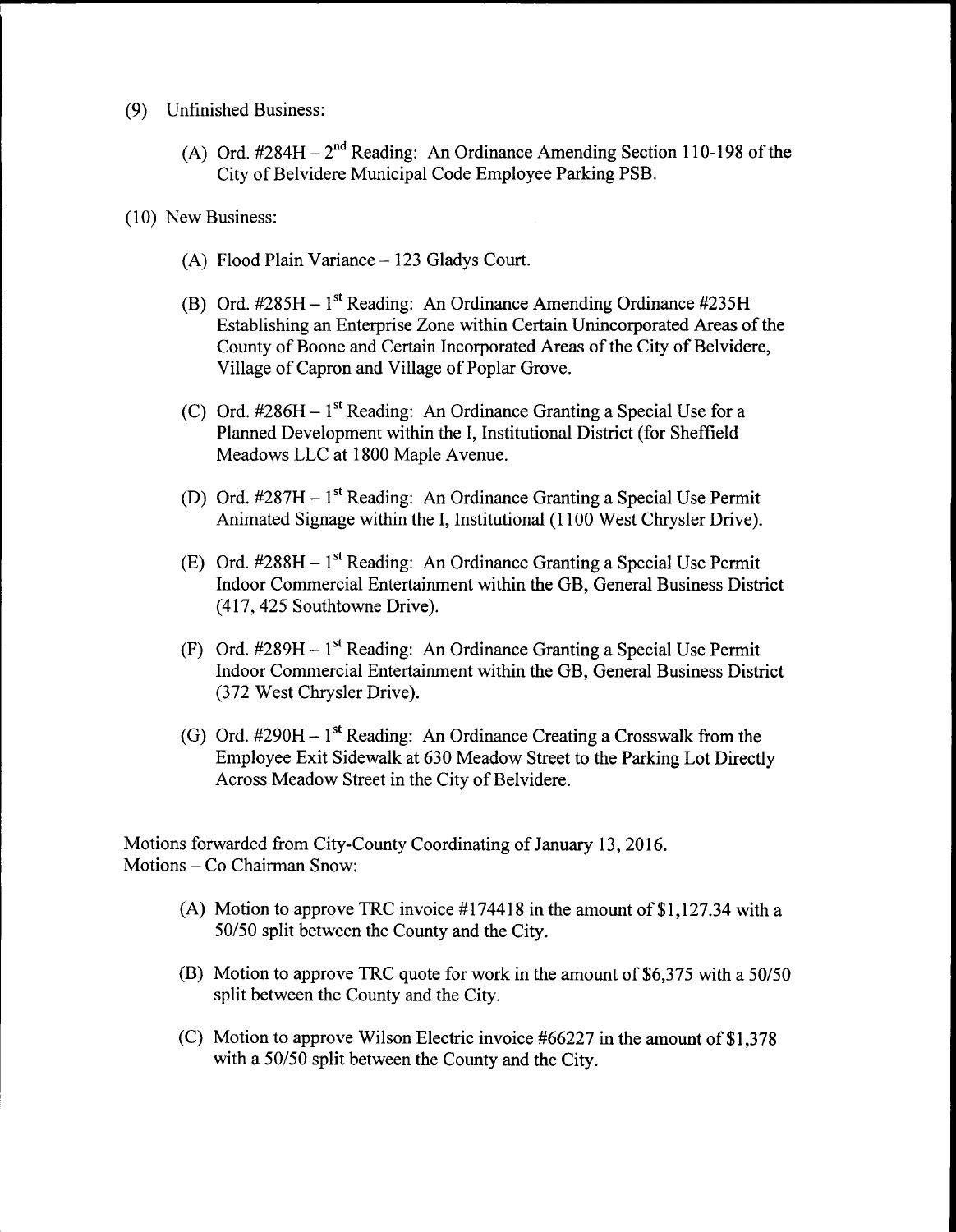(9) Unfinished Business:

(A) Ord. #284H – 2nd Reading: An Ordinance Amending Section 110-198 of the City of Belvidere Municipal Code Employee Parking PSB.

(10) New Business:

(A) Flood Plain Variance – 123 Gladys Court.

(B) Ord. #285H – 1st Reading: An Ordinance Amending Ordinance #235H Establishing an Enterprise Zone within Certain Unincorporated Areas of the County of Boone and Certain Incorporated Areas of the City of Belvidere, Village of Capron and Village of Poplar Grove.

(C) Ord. #286H – 1st Reading: An Ordinance Granting a Special Use for a Planned Development within the I, Institutional District (for Sheffield Meadows LLC at 1800 Maple Avenue.

(D) Ord. #287H – 1st Reading: An Ordinance Granting a Special Use Permit Animated Signage within the I, Institutional (1100 West Chrysler Drive).

(E) Ord. #288H – 1st Reading: An Ordinance Granting a Special Use Permit Indoor Commercial Entertainment within the GB, General Business District (417, 425 Southtowne Drive).

(F) Ord. #289H – 1st Reading: An Ordinance Granting a Special Use Permit Indoor Commercial Entertainment within the GB, General Business District (372 West Chrysler Drive).

(G) Ord. #290H – 1st Reading: An Ordinance Creating a Crosswalk from the Employee Exit Sidewalk at 630 Meadow Street to the Parking Lot Directly Across Meadow Street in the City of Belvidere.

Motions forwarded from City-County Coordinating of January 13, 2016.
Motions – Co Chairman Snow:

(A) Motion to approve TRC invoice #174418 in the amount of $1,127.34 with a 50/50 split between the County and the City.

(B) Motion to approve TRC quote for work in the amount of $6,375 with a 50/50 split between the County and the City.

(C) Motion to approve Wilson Electric invoice #66227 in the amount of $1,378 with a 50/50 split between the County and the City.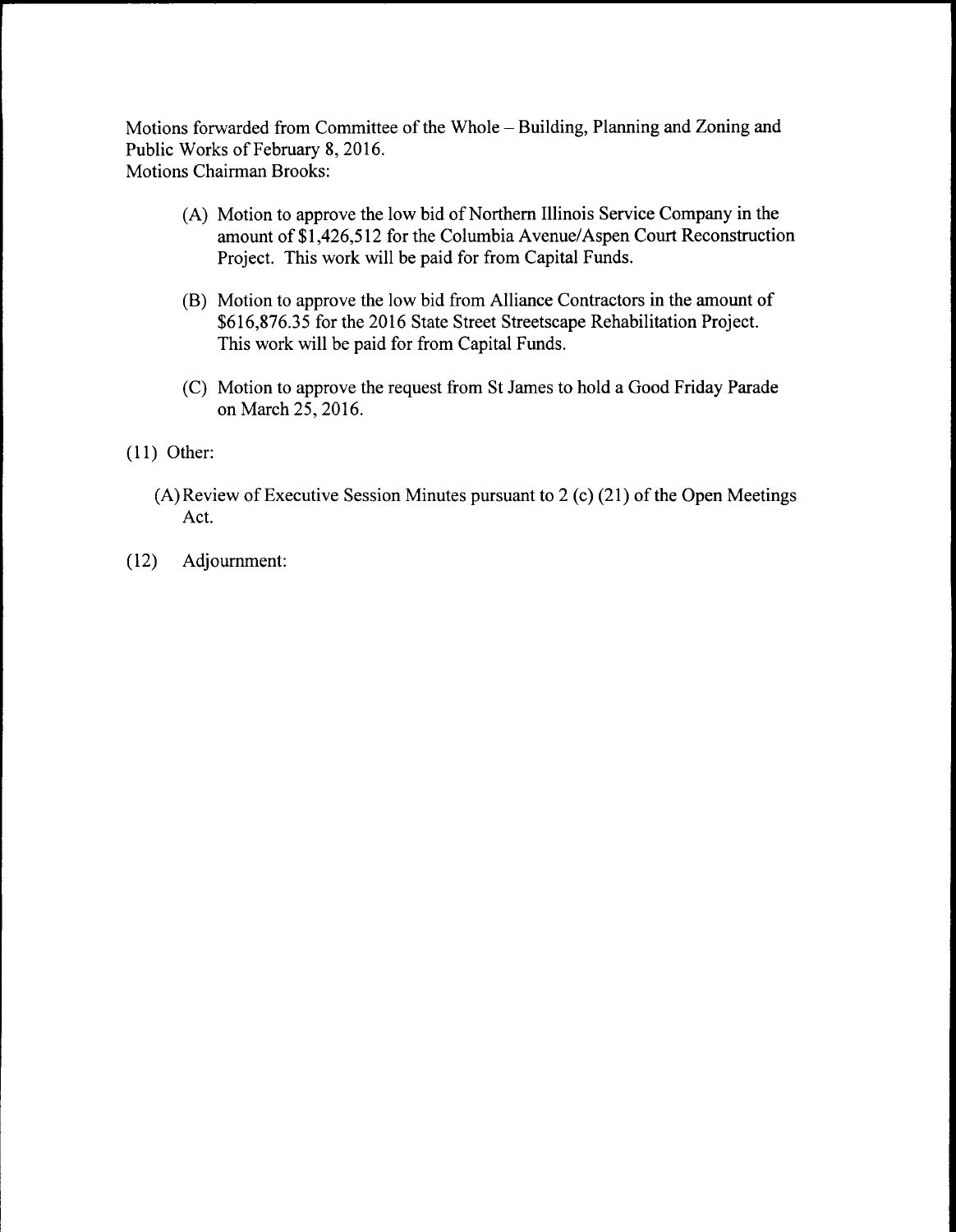Motions forwarded from Committee of the Whole – Building, Planning and Zoning and Public Works of February 8, 2016.
Motions Chairman Brooks:

(A) Motion to approve the low bid of Northern Illinois Service Company in the amount of $1,426,512 for the Columbia Avenue/Aspen Court Reconstruction Project. This work will be paid for from Capital Funds.

(B) Motion to approve the low bid from Alliance Contractors in the amount of $616,876.35 for the 2016 State Street Streetscape Rehabilitation Project. This work will be paid for from Capital Funds.

(C) Motion to approve the request from St James to hold a Good Friday Parade on March 25, 2016.

(11) Other:

(A) Review of Executive Session Minutes pursuant to 2 (c) (21) of the Open Meetings Act.

(12) Adjournment: